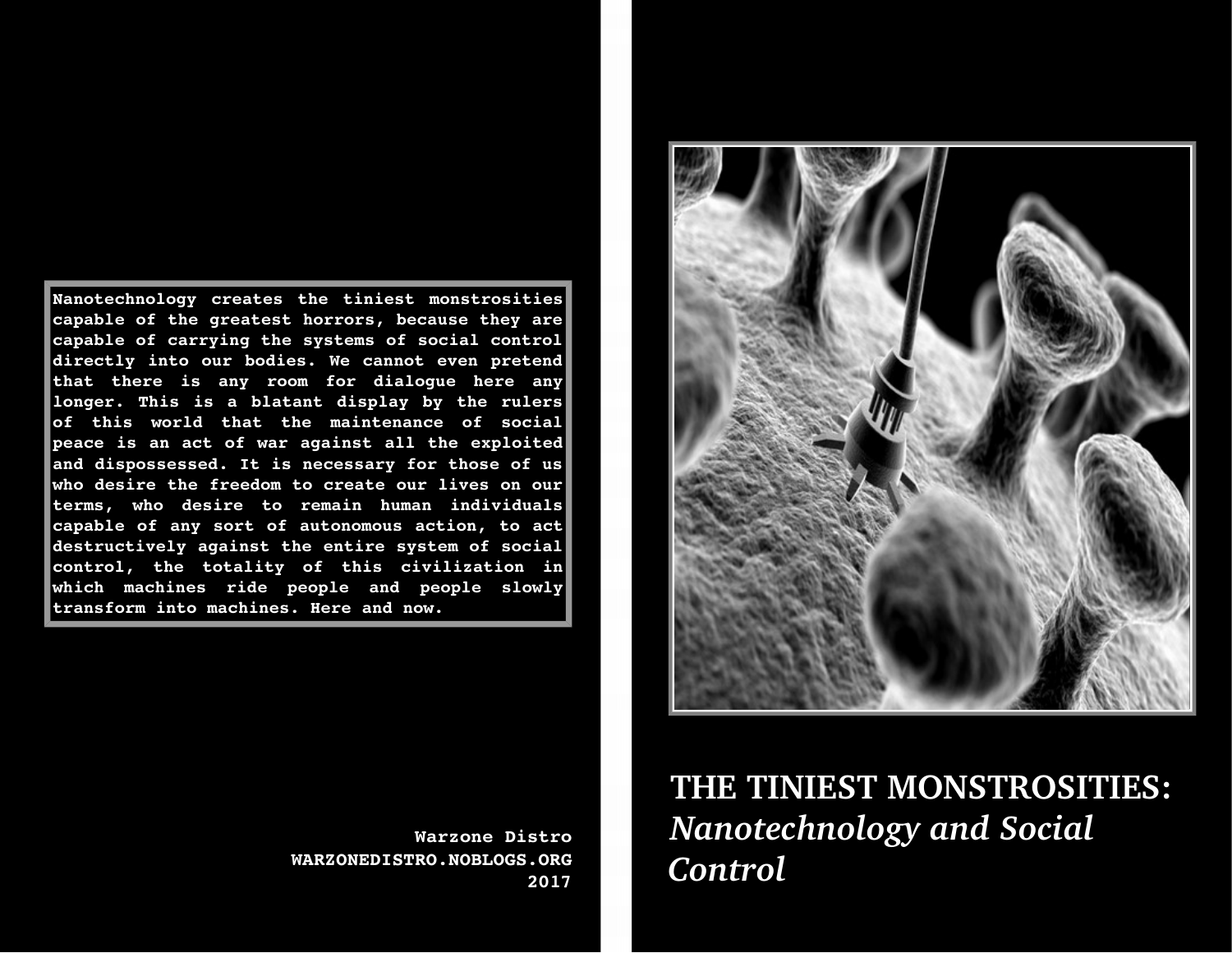# THE TINIEST MONSTROSITIES: *Nanotechnology and Social Control*

Nanotechnology creates the tiniest monstrosities capable of the greatest horrors, because they are capable of carrying the systems of social control directly into our bodies. We cannot even pretend that there is any room for dialogue here any longer. This is a blatant display by the rulers of this world that the maintenance of social peace is an act of war against all the exploited and dispossessed. It is necessary for those of us who desire the freedom to create our lives on our terms, who desire to remain human individuals capable of any sort of autonomous action, to act destructively against the entire system of social control, the totality of this civilization in which machines ride people and people slowly transform into machines. Here and now.

Warzone Distro
WARZONEDISTRO.NOBLOGS.ORG
2017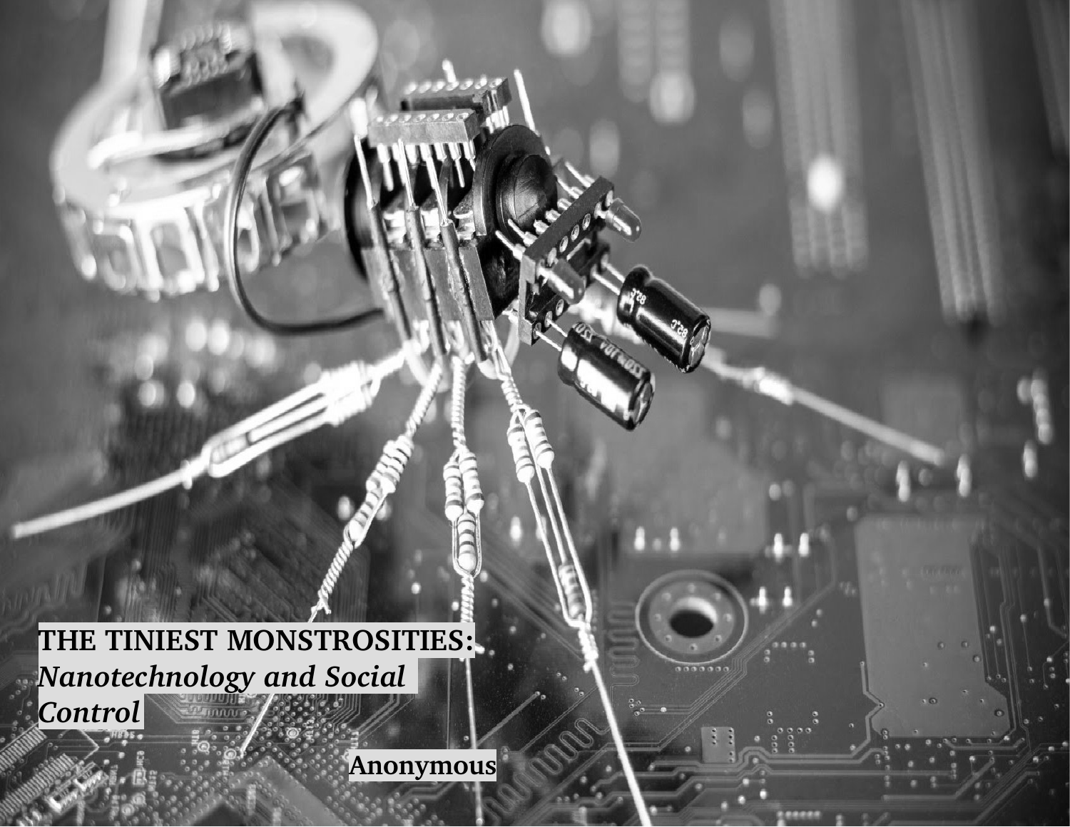# THE TINIEST MONSTROSITIES:
## *Nanotechnology and Social Control*

**Anonymous**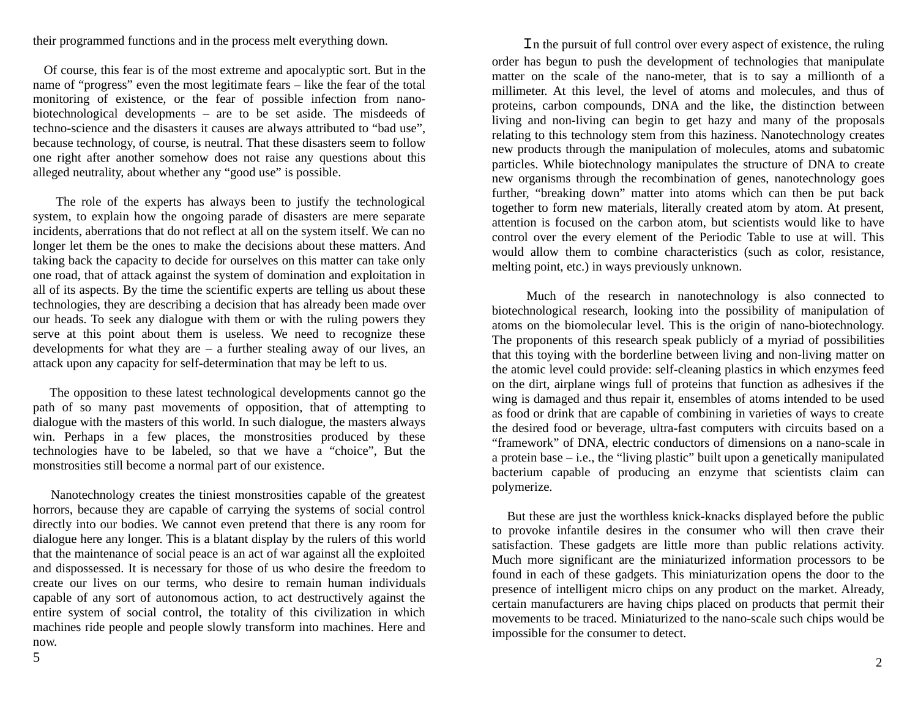their programmed functions and in the process melt everything down.

Of course, this fear is of the most extreme and apocalyptic sort. But in the name of “progress” even the most legitimate fears – like the fear of the total monitoring of existence, or the fear of possible infection from nano-biotechnological developments – are to be set aside. The misdeeds of techno-science and the disasters it causes are always attributed to “bad use”, because technology, of course, is neutral. That these disasters seem to follow one right after another somehow does not raise any questions about this alleged neutrality, about whether any “good use” is possible.

The role of the experts has always been to justify the technological system, to explain how the ongoing parade of disasters are mere separate incidents, aberrations that do not reflect at all on the system itself. We can no longer let them be the ones to make the decisions about these matters. And taking back the capacity to decide for ourselves on this matter can take only one road, that of attack against the system of domination and exploitation in all of its aspects. By the time the scientific experts are telling us about these technologies, they are describing a decision that has already been made over our heads. To seek any dialogue with them or with the ruling powers they serve at this point about them is useless. We need to recognize these developments for what they are – a further stealing away of our lives, an attack upon any capacity for self-determination that may be left to us.

The opposition to these latest technological developments cannot go the path of so many past movements of opposition, that of attempting to dialogue with the masters of this world. In such dialogue, the masters always win. Perhaps in a few places, the monstrosities produced by these technologies have to be labeled, so that we have a “choice”, But the monstrosities still become a normal part of our existence.

Nanotechnology creates the tiniest monstrosities capable of the greatest horrors, because they are capable of carrying the systems of social control directly into our bodies. We cannot even pretend that there is any room for dialogue here any longer. This is a blatant display by the rulers of this world that the maintenance of social peace is an act of war against all the exploited and dispossessed. It is necessary for those of us who desire the freedom to create our lives on our terms, who desire to remain human individuals capable of any sort of autonomous action, to act destructively against the entire system of social control, the totality of this civilization in which machines ride people and people slowly transform into machines. Here and now.

In the pursuit of full control over every aspect of existence, the ruling order has begun to push the development of technologies that manipulate matter on the scale of the nano-meter, that is to say a millionth of a millimeter. At this level, the level of atoms and molecules, and thus of proteins, carbon compounds, DNA and the like, the distinction between living and non-living can begin to get hazy and many of the proposals relating to this technology stem from this haziness. Nanotechnology creates new products through the manipulation of molecules, atoms and subatomic particles. While biotechnology manipulates the structure of DNA to create new organisms through the recombination of genes, nanotechnology goes further, “breaking down” matter into atoms which can then be put back together to form new materials, literally created atom by atom. At present, attention is focused on the carbon atom, but scientists would like to have control over the every element of the Periodic Table to use at will. This would allow them to combine characteristics (such as color, resistance, melting point, etc.) in ways previously unknown.

Much of the research in nanotechnology is also connected to biotechnological research, looking into the possibility of manipulation of atoms on the biomolecular level. This is the origin of nano-biotechnology. The proponents of this research speak publicly of a myriad of possibilities that this toying with the borderline between living and non-living matter on the atomic level could provide: self-cleaning plastics in which enzymes feed on the dirt, airplane wings full of proteins that function as adhesives if the wing is damaged and thus repair it, ensembles of atoms intended to be used as food or drink that are capable of combining in varieties of ways to create the desired food or beverage, ultra-fast computers with circuits based on a “framework” of DNA, electric conductors of dimensions on a nano-scale in a protein base – i.e., the “living plastic” built upon a genetically manipulated bacterium capable of producing an enzyme that scientists claim can polymerize.

But these are just the worthless knick-knacks displayed before the public to provoke infantile desires in the consumer who will then crave their satisfaction. These gadgets are little more than public relations activity. Much more significant are the miniaturized information processors to be found in each of these gadgets. This miniaturization opens the door to the presence of intelligent micro chips on any product on the market. Already, certain manufacturers are having chips placed on products that permit their movements to be traced. Miniaturized to the nano-scale such chips would be impossible for the consumer to detect.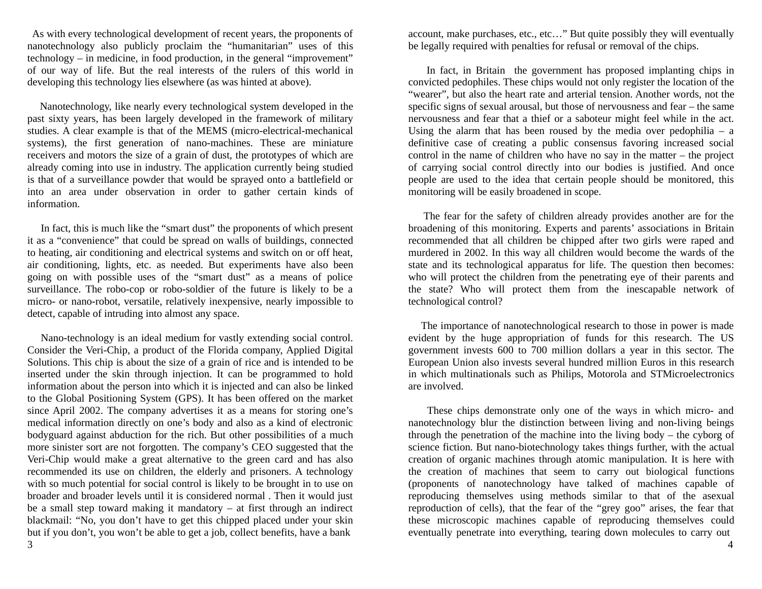As with every technological development of recent years, the proponents of nanotechnology also publicly proclaim the "humanitarian" uses of this technology – in medicine, in food production, in the general "improvement" of our way of life. But the real interests of the rulers of this world in developing this technology lies elsewhere (as was hinted at above).

Nanotechnology, like nearly every technological system developed in the past sixty years, has been largely developed in the framework of military studies. A clear example is that of the MEMS (micro-electrical-mechanical systems), the first generation of nano-machines. These are miniature receivers and motors the size of a grain of dust, the prototypes of which are already coming into use in industry. The application currently being studied is that of a surveillance powder that would be sprayed onto a battlefield or into an area under observation in order to gather certain kinds of information.

In fact, this is much like the "smart dust" the proponents of which present it as a "convenience" that could be spread on walls of buildings, connected to heating, air conditioning and electrical systems and switch on or off heat, air conditioning, lights, etc. as needed. But experiments have also been going on with possible uses of the "smart dust" as a means of police surveillance. The robo-cop or robo-soldier of the future is likely to be a micro- or nano-robot, versatile, relatively inexpensive, nearly impossible to detect, capable of intruding into almost any space.

Nano-technology is an ideal medium for vastly extending social control. Consider the Veri-Chip, a product of the Florida company, Applied Digital Solutions. This chip is about the size of a grain of rice and is intended to be inserted under the skin through injection. It can be programmed to hold information about the person into which it is injected and can also be linked to the Global Positioning System (GPS). It has been offered on the market since April 2002. The company advertises it as a means for storing one's medical information directly on one's body and also as a kind of electronic bodyguard against abduction for the rich. But other possibilities of a much more sinister sort are not forgotten. The company's CEO suggested that the Veri-Chip would make a great alternative to the green card and has also recommended its use on children, the elderly and prisoners. A technology with so much potential for social control is likely to be brought in to use on broader and broader levels until it is considered normal . Then it would just be a small step toward making it mandatory – at first through an indirect blackmail: "No, you don't have to get this chipped placed under your skin but if you don't, you won't be able to get a job, collect benefits, have a bank account, make purchases, etc., etc…" But quite possibly they will eventually be legally required with penalties for refusal or removal of the chips.

In fact, in Britain the government has proposed implanting chips in convicted pedophiles. These chips would not only register the location of the "wearer", but also the heart rate and arterial tension. Another words, not the specific signs of sexual arousal, but those of nervousness and fear – the same nervousness and fear that a thief or a saboteur might feel while in the act. Using the alarm that has been roused by the media over pedophilia – a definitive case of creating a public consensus favoring increased social control in the name of children who have no say in the matter – the project of carrying social control directly into our bodies is justified. And once people are used to the idea that certain people should be monitored, this monitoring will be easily broadened in scope.

The fear for the safety of children already provides another are for the broadening of this monitoring. Experts and parents' associations in Britain recommended that all children be chipped after two girls were raped and murdered in 2002. In this way all children would become the wards of the state and its technological apparatus for life. The question then becomes: who will protect the children from the penetrating eye of their parents and the state? Who will protect them from the inescapable network of technological control?

The importance of nanotechnological research to those in power is made evident by the huge appropriation of funds for this research. The US government invests 600 to 700 million dollars a year in this sector. The European Union also invests several hundred million Euros in this research in which multinationals such as Philips, Motorola and STMicroelectronics are involved.

These chips demonstrate only one of the ways in which micro- and nanotechnology blur the distinction between living and non-living beings through the penetration of the machine into the living body – the cyborg of science fiction. But nano-biotechnology takes things further, with the actual creation of organic machines through atomic manipulation. It is here with the creation of machines that seem to carry out biological functions (proponents of nanotechnology have talked of machines capable of reproducing themselves using methods similar to that of the asexual reproduction of cells), that the fear of the "grey goo" arises, the fear that these microscopic machines capable of reproducing themselves could eventually penetrate into everything, tearing down molecules to carry out